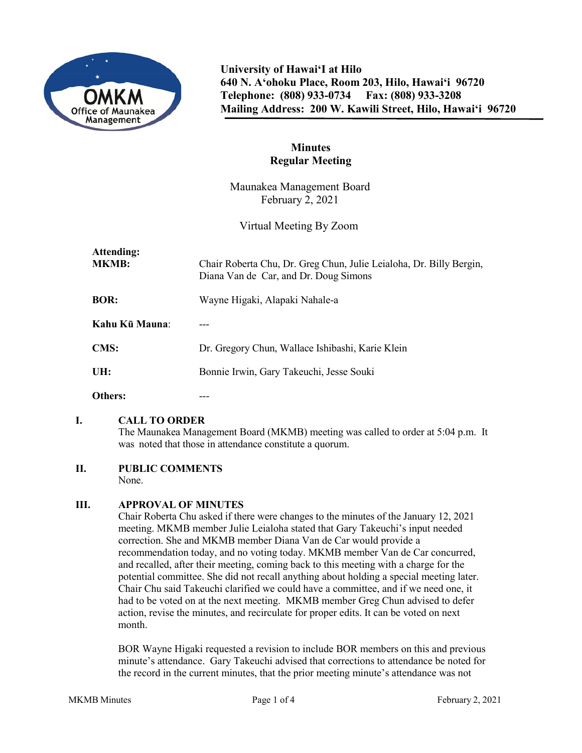University of Hawai'I at Hilo
640 N. A'ohoku Place, Room 203, Hilo, Hawai'i 96720
Telephone: (808) 933-0734 Fax: (808) 933-3208
Mailing Address: 200 W. Kawili Street, Hilo, Hawai'i 96720

# Minutes
## Regular Meeting

Maunakea Management Board
February 2, 2021

Virtual Meeting By Zoom

**Attending:**

**MKMB:** Chair Roberta Chu, Dr. Greg Chun, Julie Leialoha, Dr. Billy Bergin, Diana Van de Car, and Dr. Doug Simons

**BOR:** Wayne Higaki, Alapaki Nahale-a

**Kahu Kū Mauna**: ---

**CMS:** Dr. Gregory Chun, Wallace Ishibashi, Karie Klein

**UH:** Bonnie Irwin, Gary Takeuchi, Jesse Souki

**Others:** ---

**I. CALL TO ORDER**

The Maunakea Management Board (MKMB) meeting was called to order at 5:04 p.m. It was noted that those in attendance constitute a quorum.

**II. PUBLIC COMMENTS**

None.

**III. APPROVAL OF MINUTES**

Chair Roberta Chu asked if there were changes to the minutes of the January 12, 2021 meeting. MKMB member Julie Leialoha stated that Gary Takeuchi's input needed correction. She and MKMB member Diana Van de Car would provide a recommendation today, and no voting today. MKMB member Van de Car concurred, and recalled, after their meeting, coming back to this meeting with a charge for the potential committee. She did not recall anything about holding a special meeting later. Chair Chu said Takeuchi clarified we could have a committee, and if we need one, it had to be voted on at the next meeting. MKMB member Greg Chun advised to defer action, revise the minutes, and recirculate for proper edits. It can be voted on next month.

BOR Wayne Higaki requested a revision to include BOR members on this and previous minute's attendance. Gary Takeuchi advised that corrections to attendance be noted for the record in the current minutes, that the prior meeting minute's attendance was not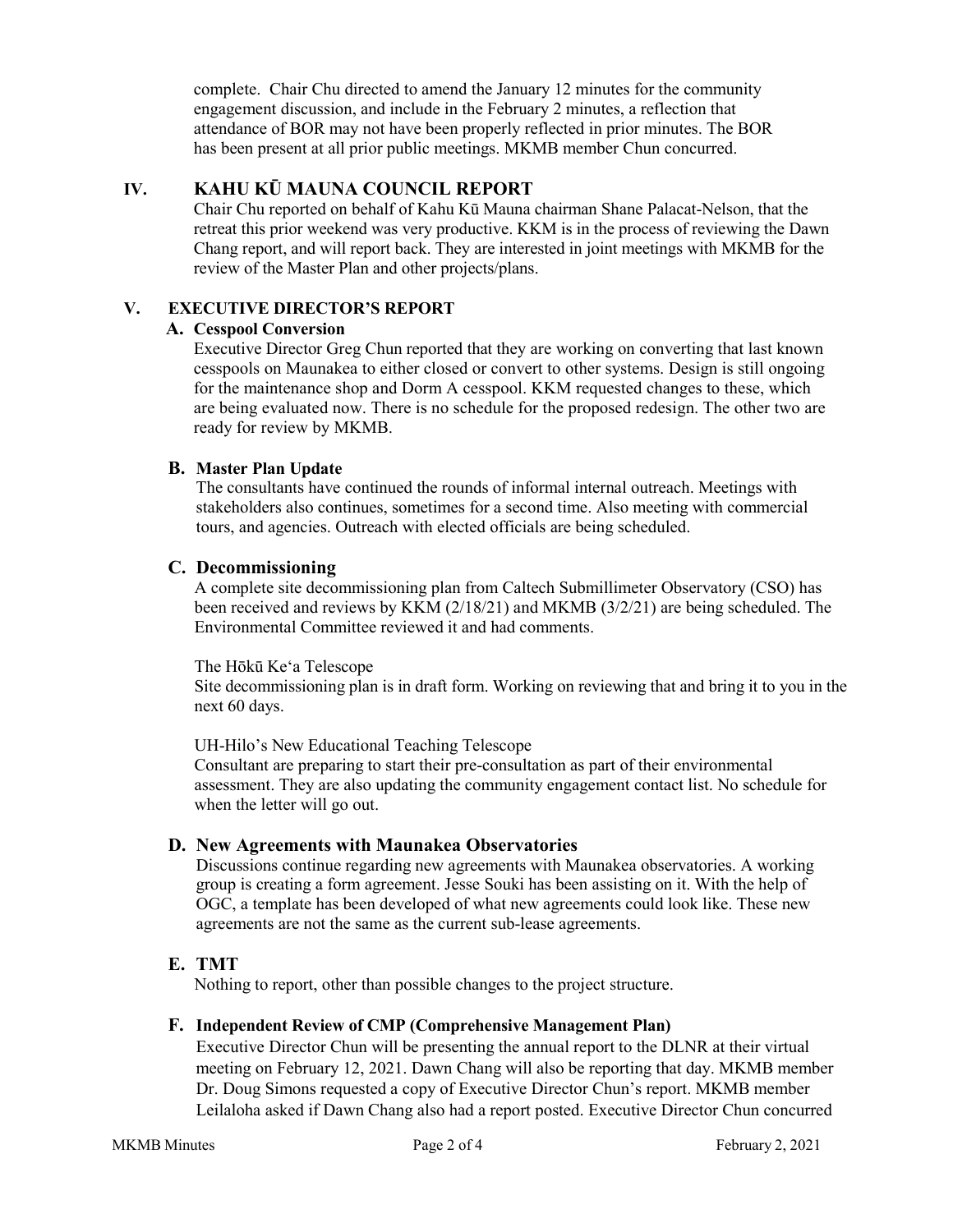complete. Chair Chu directed to amend the January 12 minutes for the community engagement discussion, and include in the February 2 minutes, a reflection that attendance of BOR may not have been properly reflected in prior minutes. The BOR has been present at all prior public meetings. MKMB member Chun concurred.

## IV. KAHU KŪ MAUNA COUNCIL REPORT

Chair Chu reported on behalf of Kahu Kū Mauna chairman Shane Palacat-Nelson, that the retreat this prior weekend was very productive. KKM is in the process of reviewing the Dawn Chang report, and will report back. They are interested in joint meetings with MKMB for the review of the Master Plan and other projects/plans.

## V. EXECUTIVE DIRECTOR'S REPORT

### A. Cesspool Conversion

Executive Director Greg Chun reported that they are working on converting that last known cesspools on Maunakea to either closed or convert to other systems. Design is still ongoing for the maintenance shop and Dorm A cesspool. KKM requested changes to these, which are being evaluated now. There is no schedule for the proposed redesign. The other two are ready for review by MKMB.

### B. Master Plan Update

The consultants have continued the rounds of informal internal outreach. Meetings with stakeholders also continues, sometimes for a second time. Also meeting with commercial tours, and agencies. Outreach with elected officials are being scheduled.

### C. Decommissioning

A complete site decommissioning plan from Caltech Submillimeter Observatory (CSO) has been received and reviews by KKM (2/18/21) and MKMB (3/2/21) are being scheduled. The Environmental Committee reviewed it and had comments.

The Hōkū Ke'a Telescope

Site decommissioning plan is in draft form. Working on reviewing that and bring it to you in the next 60 days.

UH-Hilo's New Educational Teaching Telescope

Consultant are preparing to start their pre-consultation as part of their environmental assessment. They are also updating the community engagement contact list. No schedule for when the letter will go out.

### D. New Agreements with Maunakea Observatories

Discussions continue regarding new agreements with Maunakea observatories. A working group is creating a form agreement. Jesse Souki has been assisting on it. With the help of OGC, a template has been developed of what new agreements could look like. These new agreements are not the same as the current sub-lease agreements.

### E. TMT

Nothing to report, other than possible changes to the project structure.

### F. Independent Review of CMP (Comprehensive Management Plan)

Executive Director Chun will be presenting the annual report to the DLNR at their virtual meeting on February 12, 2021. Dawn Chang will also be reporting that day. MKMB member Dr. Doug Simons requested a copy of Executive Director Chun's report. MKMB member Leilaloha asked if Dawn Chang also had a report posted. Executive Director Chun concurred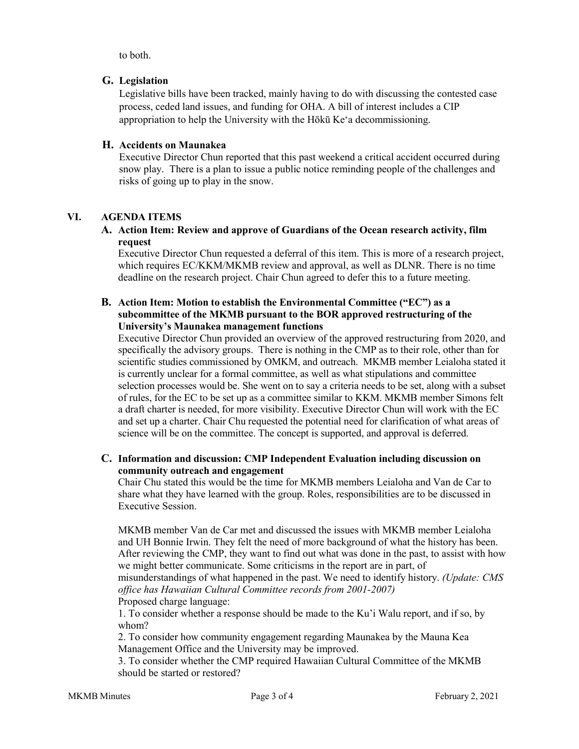to both.

### G. Legislation

Legislative bills have been tracked, mainly having to do with discussing the contested case process, ceded land issues, and funding for OHA. A bill of interest includes a CIP appropriation to help the University with the Hōkū Keʻa decommissioning.

### H. Accidents on Maunakea

Executive Director Chun reported that this past weekend a critical accident occurred during snow play. There is a plan to issue a public notice reminding people of the challenges and risks of going up to play in the snow.

## VI. AGENDA ITEMS

### A. Action Item: Review and approve of Guardians of the Ocean research activity, film request

Executive Director Chun requested a deferral of this item. This is more of a research project, which requires EC/KKM/MKMB review and approval, as well as DLNR. There is no time deadline on the research project. Chair Chun agreed to defer this to a future meeting.

### B. Action Item: Motion to establish the Environmental Committee ("EC") as a subcommittee of the MKMB pursuant to the BOR approved restructuring of the University's Maunakea management functions

Executive Director Chun provided an overview of the approved restructuring from 2020, and specifically the advisory groups. There is nothing in the CMP as to their role, other than for scientific studies commissioned by OMKM, and outreach. MKMB member Leialoha stated it is currently unclear for a formal committee, as well as what stipulations and committee selection processes would be. She went on to say a criteria needs to be set, along with a subset of rules, for the EC to be set up as a committee similar to KKM. MKMB member Simons felt a draft charter is needed, for more visibility. Executive Director Chun will work with the EC and set up a charter. Chair Chu requested the potential need for clarification of what areas of science will be on the committee. The concept is supported, and approval is deferred.

### C. Information and discussion: CMP Independent Evaluation including discussion on community outreach and engagement

Chair Chu stated this would be the time for MKMB members Leialoha and Van de Car to share what they have learned with the group. Roles, responsibilities are to be discussed in Executive Session.

MKMB member Van de Car met and discussed the issues with MKMB member Leialoha and UH Bonnie Irwin. They felt the need of more background of what the history has been. After reviewing the CMP, they want to find out what was done in the past, to assist with how we might better communicate. Some criticisms in the report are in part, of misunderstandings of what happened in the past. We need to identify history. *(Update: CMS office has Hawaiian Cultural Committee records from 2001-2007)*

Proposed charge language:

1. To consider whether a response should be made to the Ku'i Walu report, and if so, by whom?
2. To consider how community engagement regarding Maunakea by the Mauna Kea Management Office and the University may be improved.
3. To consider whether the CMP required Hawaiian Cultural Committee of the MKMB should be started or restored?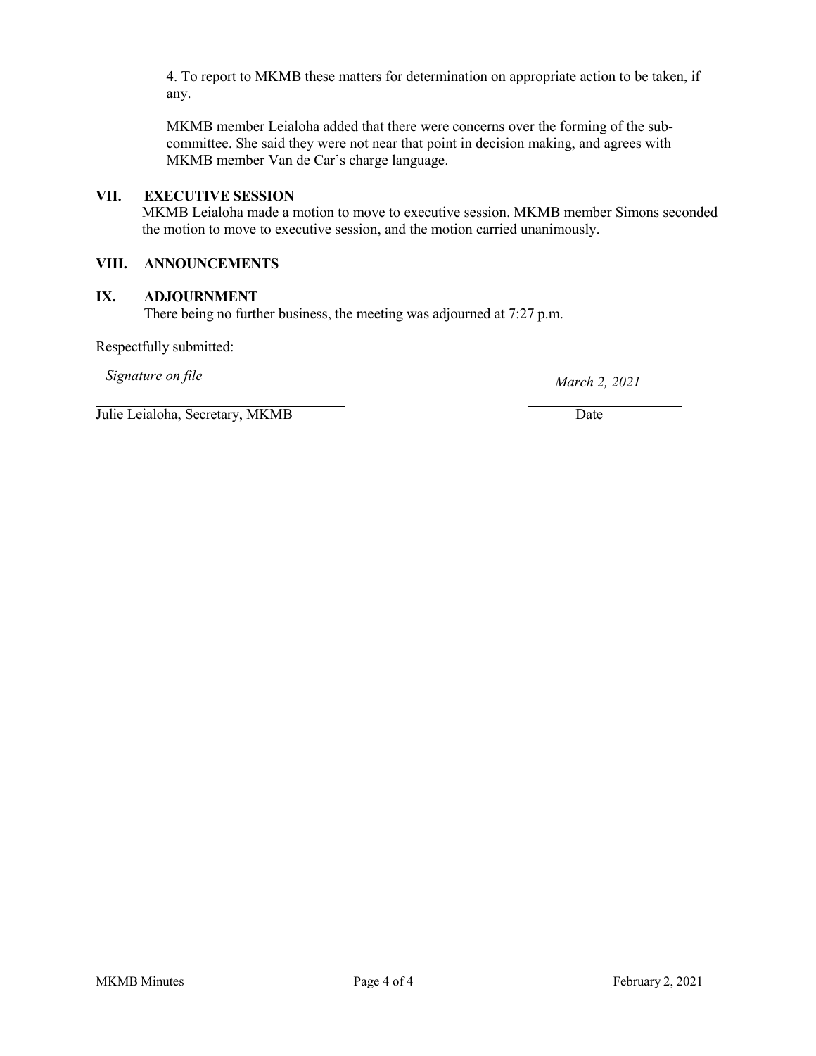4. To report to MKMB these matters for determination on appropriate action to be taken, if any.

MKMB member Leialoha added that there were concerns over the forming of the sub-committee. She said they were not near that point in decision making, and agrees with MKMB member Van de Car's charge language.

## VII. EXECUTIVE SESSION

MKMB Leialoha made a motion to move to executive session. MKMB member Simons seconded the motion to move to executive session, and the motion carried unanimously.

## VIII. ANNOUNCEMENTS

## IX. ADJOURNMENT

There being no further business, the meeting was adjourned at 7:27 p.m.

Respectfully submitted:

*Signature on file*

Julie Leialoha, Secretary, MKMB

*March 2, 2021*

Date